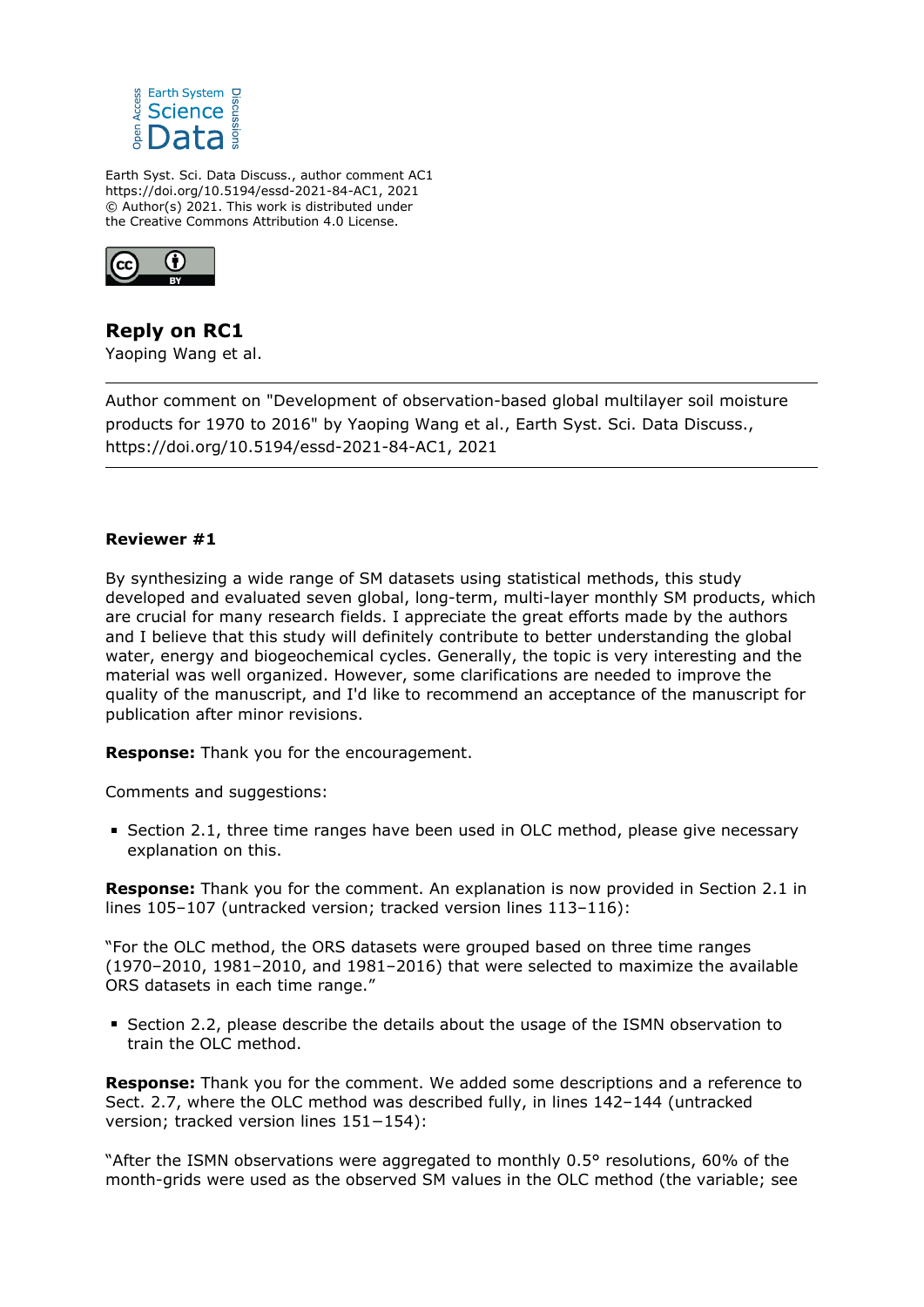Earth Syst. Sci. Data Discuss., author comment AC1
https://doi.org/10.5194/essd-2021-84-AC1, 2021
© Author(s) 2021. This work is distributed under
the Creative Commons Attribution 4.0 License.

## Reply on RC1

Yaoping Wang et al.

---

Author comment on "Development of observation-based global multilayer soil moisture products for 1970 to 2016" by Yaoping Wang et al., Earth Syst. Sci. Data Discuss., https://doi.org/10.5194/essd-2021-84-AC1, 2021

---

**Reviewer #1**

By synthesizing a wide range of SM datasets using statistical methods, this study developed and evaluated seven global, long-term, multi-layer monthly SM products, which are crucial for many research fields. I appreciate the great efforts made by the authors and I believe that this study will definitely contribute to better understanding the global water, energy and biogeochemical cycles. Generally, the topic is very interesting and the material was well organized. However, some clarifications are needed to improve the quality of the manuscript, and I'd like to recommend an acceptance of the manuscript for publication after minor revisions.

**Response:** Thank you for the encouragement.

Comments and suggestions:

- Section 2.1, three time ranges have been used in OLC method, please give necessary explanation on this.

**Response:** Thank you for the comment. An explanation is now provided in Section 2.1 in lines 105–107 (untracked version; tracked version lines 113–116):

"For the OLC method, the ORS datasets were grouped based on three time ranges (1970–2010, 1981–2010, and 1981–2016) that were selected to maximize the available ORS datasets in each time range."

- Section 2.2, please describe the details about the usage of the ISMN observation to train the OLC method.

**Response:** Thank you for the comment. We added some descriptions and a reference to Sect. 2.7, where the OLC method was described fully, in lines 142–144 (untracked version; tracked version lines 151−154):

"After the ISMN observations were aggregated to monthly 0.5° resolutions, 60% of the month-grids were used as the observed SM values in the OLC method (the variable; see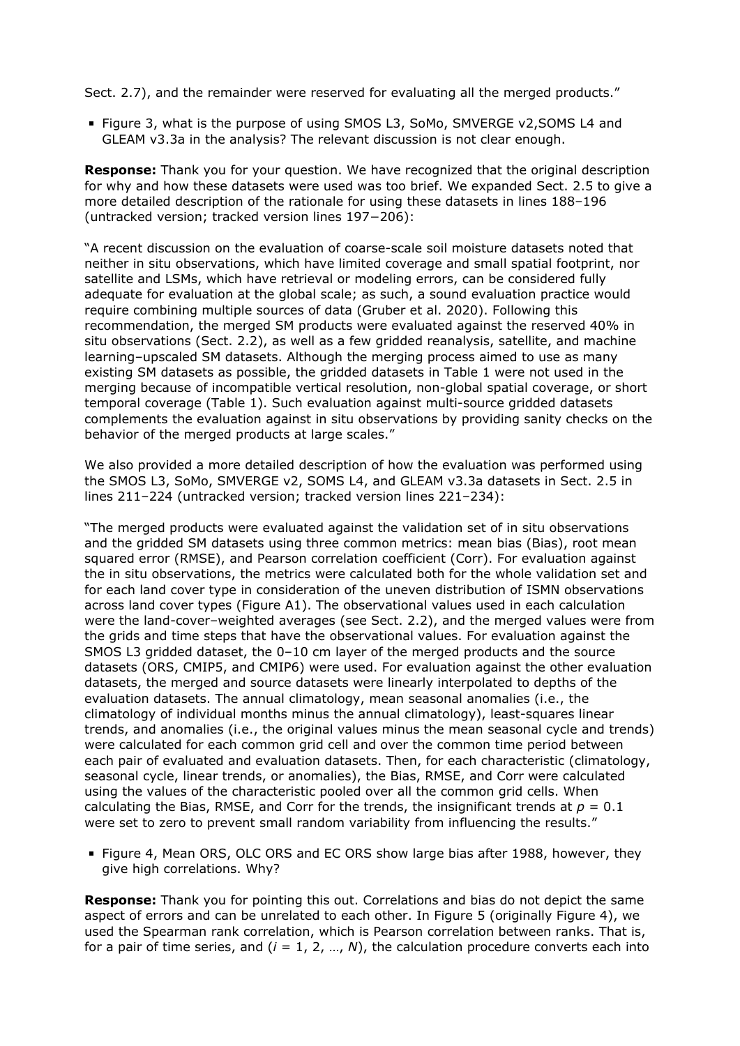Sect. 2.7), and the remainder were reserved for evaluating all the merged products."

- Figure 3, what is the purpose of using SMOS L3, SoMo, SMVERGE v2,SOMS L4 and GLEAM v3.3a in the analysis? The relevant discussion is not clear enough.

**Response:** Thank you for your question. We have recognized that the original description for why and how these datasets were used was too brief. We expanded Sect. 2.5 to give a more detailed description of the rationale for using these datasets in lines 188–196 (untracked version; tracked version lines 197−206):

"A recent discussion on the evaluation of coarse-scale soil moisture datasets noted that neither in situ observations, which have limited coverage and small spatial footprint, nor satellite and LSMs, which have retrieval or modeling errors, can be considered fully adequate for evaluation at the global scale; as such, a sound evaluation practice would require combining multiple sources of data (Gruber et al. 2020). Following this recommendation, the merged SM products were evaluated against the reserved 40% in situ observations (Sect. 2.2), as well as a few gridded reanalysis, satellite, and machine learning–upscaled SM datasets. Although the merging process aimed to use as many existing SM datasets as possible, the gridded datasets in Table 1 were not used in the merging because of incompatible vertical resolution, non-global spatial coverage, or short temporal coverage (Table 1). Such evaluation against multi-source gridded datasets complements the evaluation against in situ observations by providing sanity checks on the behavior of the merged products at large scales."

We also provided a more detailed description of how the evaluation was performed using the SMOS L3, SoMo, SMVERGE v2, SOMS L4, and GLEAM v3.3a datasets in Sect. 2.5 in lines 211–224 (untracked version; tracked version lines 221–234):

"The merged products were evaluated against the validation set of in situ observations and the gridded SM datasets using three common metrics: mean bias (Bias), root mean squared error (RMSE), and Pearson correlation coefficient (Corr). For evaluation against the in situ observations, the metrics were calculated both for the whole validation set and for each land cover type in consideration of the uneven distribution of ISMN observations across land cover types (Figure A1). The observational values used in each calculation were the land-cover–weighted averages (see Sect. 2.2), and the merged values were from the grids and time steps that have the observational values. For evaluation against the SMOS L3 gridded dataset, the 0–10 cm layer of the merged products and the source datasets (ORS, CMIP5, and CMIP6) were used. For evaluation against the other evaluation datasets, the merged and source datasets were linearly interpolated to depths of the evaluation datasets. The annual climatology, mean seasonal anomalies (i.e., the climatology of individual months minus the annual climatology), least-squares linear trends, and anomalies (i.e., the original values minus the mean seasonal cycle and trends) were calculated for each common grid cell and over the common time period between each pair of evaluated and evaluation datasets. Then, for each characteristic (climatology, seasonal cycle, linear trends, or anomalies), the Bias, RMSE, and Corr were calculated using the values of the characteristic pooled over all the common grid cells. When calculating the Bias, RMSE, and Corr for the trends, the insignificant trends at $p = 0.1$ were set to zero to prevent small random variability from influencing the results."

- Figure 4, Mean ORS, OLC ORS and EC ORS show large bias after 1988, however, they give high correlations. Why?

**Response:** Thank you for pointing this out. Correlations and bias do not depict the same aspect of errors and can be unrelated to each other. In Figure 5 (originally Figure 4), we used the Spearman rank correlation, which is Pearson correlation between ranks. That is, for a pair of time series, and ($i = 1, 2, \ldots, N$), the calculation procedure converts each into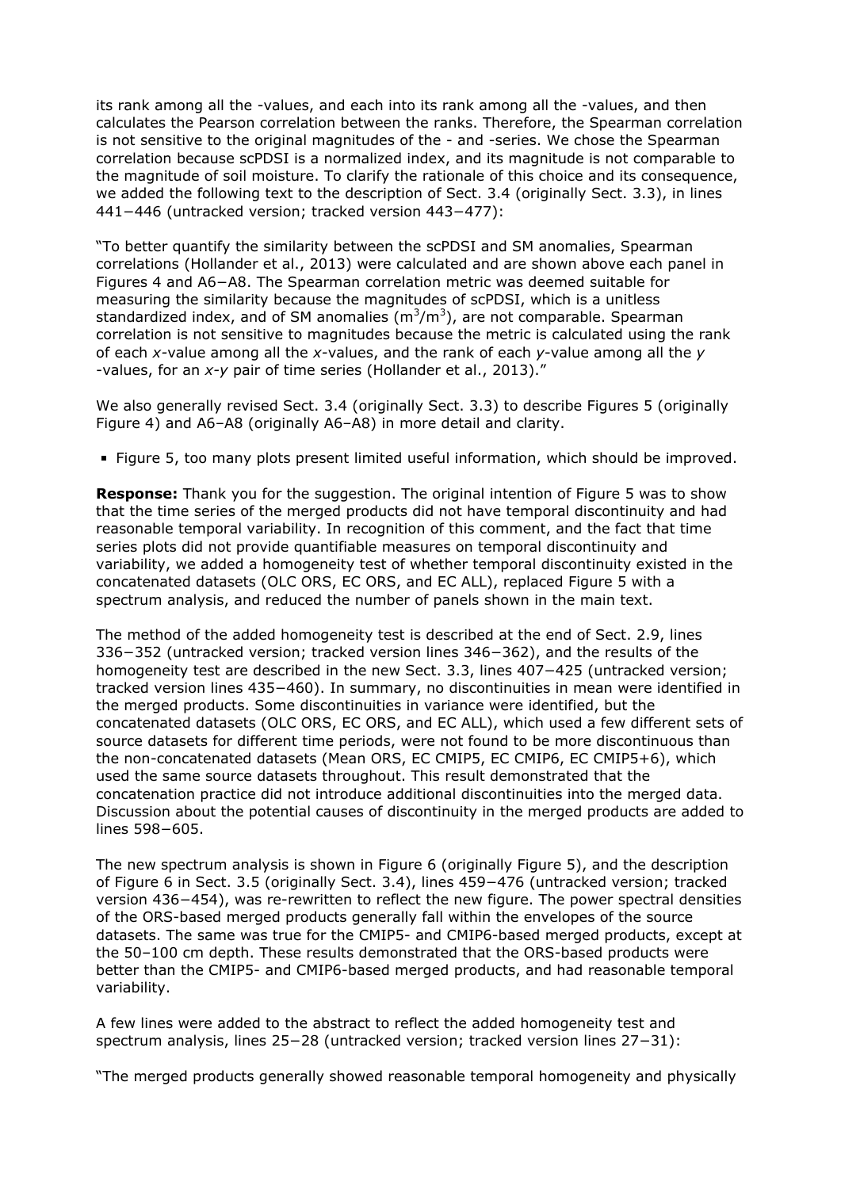its rank among all the -values, and each into its rank among all the -values, and then calculates the Pearson correlation between the ranks. Therefore, the Spearman correlation is not sensitive to the original magnitudes of the - and -series. We chose the Spearman correlation because scPDSI is a normalized index, and its magnitude is not comparable to the magnitude of soil moisture. To clarify the rationale of this choice and its consequence, we added the following text to the description of Sect. 3.4 (originally Sect. 3.3), in lines 441−446 (untracked version; tracked version 443−477):

"To better quantify the similarity between the scPDSI and SM anomalies, Spearman correlations (Hollander et al., 2013) were calculated and are shown above each panel in Figures 4 and A6−A8. The Spearman correlation metric was deemed suitable for measuring the similarity because the magnitudes of scPDSI, which is a unitless standardized index, and of SM anomalies ($m^3/m^3$), are not comparable. Spearman correlation is not sensitive to magnitudes because the metric is calculated using the rank of each *x*-value among all the *x*-values, and the rank of each *y*-value among all the *y* -values, for an *x*-*y* pair of time series (Hollander et al., 2013)."

We also generally revised Sect. 3.4 (originally Sect. 3.3) to describe Figures 5 (originally Figure 4) and A6–A8 (originally A6–A8) in more detail and clarity.

- Figure 5, too many plots present limited useful information, which should be improved.

**Response:** Thank you for the suggestion. The original intention of Figure 5 was to show that the time series of the merged products did not have temporal discontinuity and had reasonable temporal variability. In recognition of this comment, and the fact that time series plots did not provide quantifiable measures on temporal discontinuity and variability, we added a homogeneity test of whether temporal discontinuity existed in the concatenated datasets (OLC ORS, EC ORS, and EC ALL), replaced Figure 5 with a spectrum analysis, and reduced the number of panels shown in the main text.

The method of the added homogeneity test is described at the end of Sect. 2.9, lines 336−352 (untracked version; tracked version lines 346−362), and the results of the homogeneity test are described in the new Sect. 3.3, lines 407−425 (untracked version; tracked version lines 435−460). In summary, no discontinuities in mean were identified in the merged products. Some discontinuities in variance were identified, but the concatenated datasets (OLC ORS, EC ORS, and EC ALL), which used a few different sets of source datasets for different time periods, were not found to be more discontinuous than the non-concatenated datasets (Mean ORS, EC CMIP5, EC CMIP6, EC CMIP5+6), which used the same source datasets throughout. This result demonstrated that the concatenation practice did not introduce additional discontinuities into the merged data. Discussion about the potential causes of discontinuity in the merged products are added to lines 598−605.

The new spectrum analysis is shown in Figure 6 (originally Figure 5), and the description of Figure 6 in Sect. 3.5 (originally Sect. 3.4), lines 459−476 (untracked version; tracked version 436−454), was re-rewritten to reflect the new figure. The power spectral densities of the ORS-based merged products generally fall within the envelopes of the source datasets. The same was true for the CMIP5- and CMIP6-based merged products, except at the 50–100 cm depth. These results demonstrated that the ORS-based products were better than the CMIP5- and CMIP6-based merged products, and had reasonable temporal variability.

A few lines were added to the abstract to reflect the added homogeneity test and spectrum analysis, lines 25−28 (untracked version; tracked version lines 27−31):

"The merged products generally showed reasonable temporal homogeneity and physically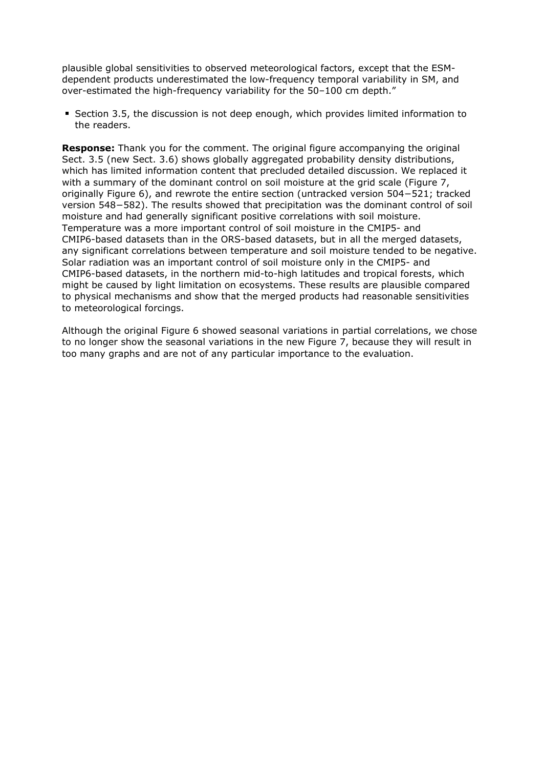plausible global sensitivities to observed meteorological factors, except that the ESM-dependent products underestimated the low-frequency temporal variability in SM, and over-estimated the high-frequency variability for the 50–100 cm depth."

- Section 3.5, the discussion is not deep enough, which provides limited information to the readers.

**Response:** Thank you for the comment. The original figure accompanying the original Sect. 3.5 (new Sect. 3.6) shows globally aggregated probability density distributions, which has limited information content that precluded detailed discussion. We replaced it with a summary of the dominant control on soil moisture at the grid scale (Figure 7, originally Figure 6), and rewrote the entire section (untracked version 504−521; tracked version 548−582). The results showed that precipitation was the dominant control of soil moisture and had generally significant positive correlations with soil moisture. Temperature was a more important control of soil moisture in the CMIP5- and CMIP6-based datasets than in the ORS-based datasets, but in all the merged datasets, any significant correlations between temperature and soil moisture tended to be negative. Solar radiation was an important control of soil moisture only in the CMIP5- and CMIP6-based datasets, in the northern mid-to-high latitudes and tropical forests, which might be caused by light limitation on ecosystems. These results are plausible compared to physical mechanisms and show that the merged products had reasonable sensitivities to meteorological forcings.

Although the original Figure 6 showed seasonal variations in partial correlations, we chose to no longer show the seasonal variations in the new Figure 7, because they will result in too many graphs and are not of any particular importance to the evaluation.